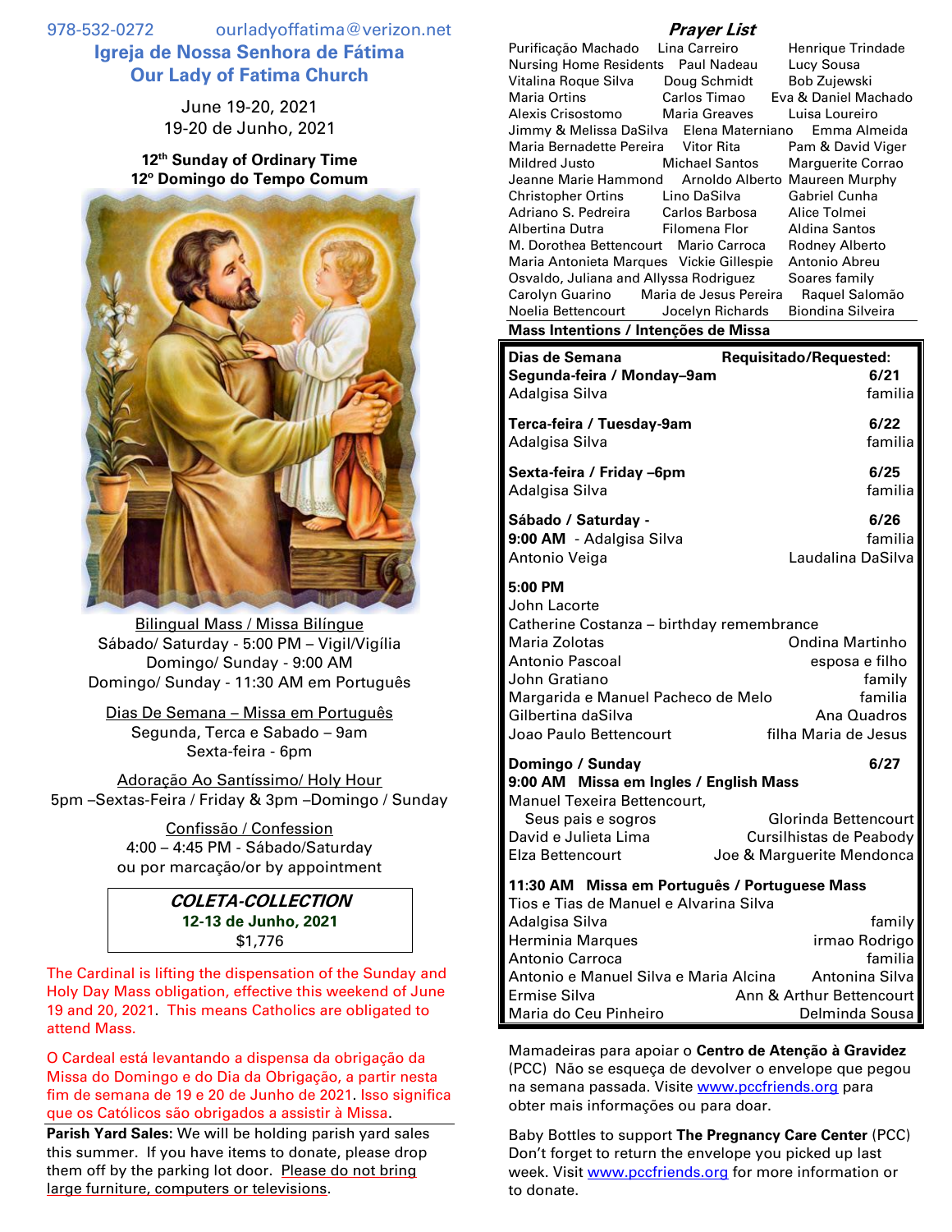978-532-0272 ourladyoffatima@verizon.net

# Igreja de Nossa Senhora de Fátima
# Our Lady of Fatima Church

June 19-20, 2021
19-20 de Junho, 2021

**12th Sunday of Ordinary Time**
**12º Domingo do Tempo Comum**

Bilingual Mass / Missa Bilíngue
Sábado/ Saturday - 5:00 PM – Vigil/Vigília
Domingo/ Sunday - 9:00 AM
Domingo/ Sunday - 11:30 AM em Português

Dias De Semana – Missa em Português
Segunda, Terca e Sabado – 9am
Sexta-feira - 6pm

Adoração Ao Santíssimo/ Holy Hour
5pm –Sextas-Feira / Friday & 3pm –Domingo / Sunday

Confissão / Confession
4:00 – 4:45 PM - Sábado/Saturday
ou por marcação/or by appointment

***COLETA-COLLECTION***
**12-13 de Junho, 2021**
$1,776

The Cardinal is lifting the dispensation of the Sunday and Holy Day Mass obligation, effective this weekend of June 19 and 20, 2021. This means Catholics are obligated to attend Mass.

O Cardeal está levantando a dispensa da obrigação da Missa do Domingo e do Dia da Obrigação, a partir nesta fim de semana de 19 e 20 de Junho de 2021. Isso significa que os Católicos são obrigados a assistir à Missa.

**Parish Yard Sales:** We will be holding parish yard sales this summer. If you have items to donate, please drop them off by the parking lot door. Please do not bring large furniture, computers or televisions.

## *Prayer List*

Purificação Machado, Lina Carreiro, Henrique Trindade, Nursing Home Residents, Paul Nadeau, Lucy Sousa, Vitalina Roque Silva, Doug Schmidt, Bob Zujewski, Maria Ortins, Carlos Timao, Eva & Daniel Machado, Alexis Crisostomo, Maria Greaves, Luisa Loureiro, Jimmy & Melissa DaSilva, Elena Materniano, Emma Almeida, Maria Bernadette Pereira, Vitor Rita, Pam & David Viger, Mildred Justo, Michael Santos, Marguerite Corrao, Jeanne Marie Hammond, Arnoldo Alberto, Maureen Murphy, Christopher Ortins, Lino DaSilva, Gabriel Cunha, Adriano S. Pedreira, Carlos Barbosa, Alice Tolmei, Albertina Dutra, Filomena Flor, Aldina Santos, M. Dorothea Bettencourt, Mario Carroca, Rodney Alberto, Maria Antonieta Marques, Vickie Gillespie, Antonio Abreu, Osvaldo, Juliana and Allyssa Rodriguez, Soares family, Carolyn Guarino, Maria de Jesus Pereira, Raquel Salomão, Noelia Bettencourt, Jocelyn Richards, Biondina Silveira

## Mass Intentions / Intenções de Missa

| **Dias de Semana** | **Requisitado/Requested:** |
|---|---|
| **Segunda-feira / Monday–9am** | **6/21** |
| Adalgisa Silva | familia |
| **Terca-feira / Tuesday-9am** | **6/22** |
| Adalgisa Silva | familia |
| **Sexta-feira / Friday –6pm** | **6/25** |
| Adalgisa Silva | familia |
| **Sábado / Saturday -** | **6/26** |
| **9:00 AM** - Adalgisa Silva | familia |
| Antonio Veiga | Laudalina DaSilva |
| **5:00 PM** | |
| John Lacorte | |
| Catherine Costanza – birthday remembrance | |
| Maria Zolotas | Ondina Martinho |
| Antonio Pascoal | esposa e filho |
| John Gratiano | family |
| Margarida e Manuel Pacheco de Melo | familia |
| Gilbertina daSilva | Ana Quadros |
| Joao Paulo Bettencourt | filha Maria de Jesus |
| **Domingo / Sunday** | **6/27** |
| **9:00 AM Missa em Ingles / English Mass** | |
| Manuel Texeira Bettencourt, Seus pais e sogros | Glorinda Bettencourt |
| David e Julieta Lima | Cursilhistas de Peabody |
| Elza Bettencourt | Joe & Marguerite Mendonca |
| **11:30 AM Missa em Português / Portuguese Mass** | |
| Tios e Tias de Manuel e Alvarina Silva | |
| Adalgisa Silva | family |
| Herminia Marques | irmao Rodrigo |
| Antonio Carroca | familia |
| Antonio e Manuel Silva e Maria Alcina | Antonina Silva |
| Ermise Silva | Ann & Arthur Bettencourt |
| Maria do Ceu Pinheiro | Delminda Sousa |

Mamadeiras para apoiar o **Centro de Atenção à Gravidez** (PCC) Não se esqueça de devolver o envelope que pegou na semana passada. Visite www.pccfriends.org para obter mais informações ou para doar.

Baby Bottles to support **The Pregnancy Care Center** (PCC) Don't forget to return the envelope you picked up last week. Visit www.pccfriends.org for more information or to donate.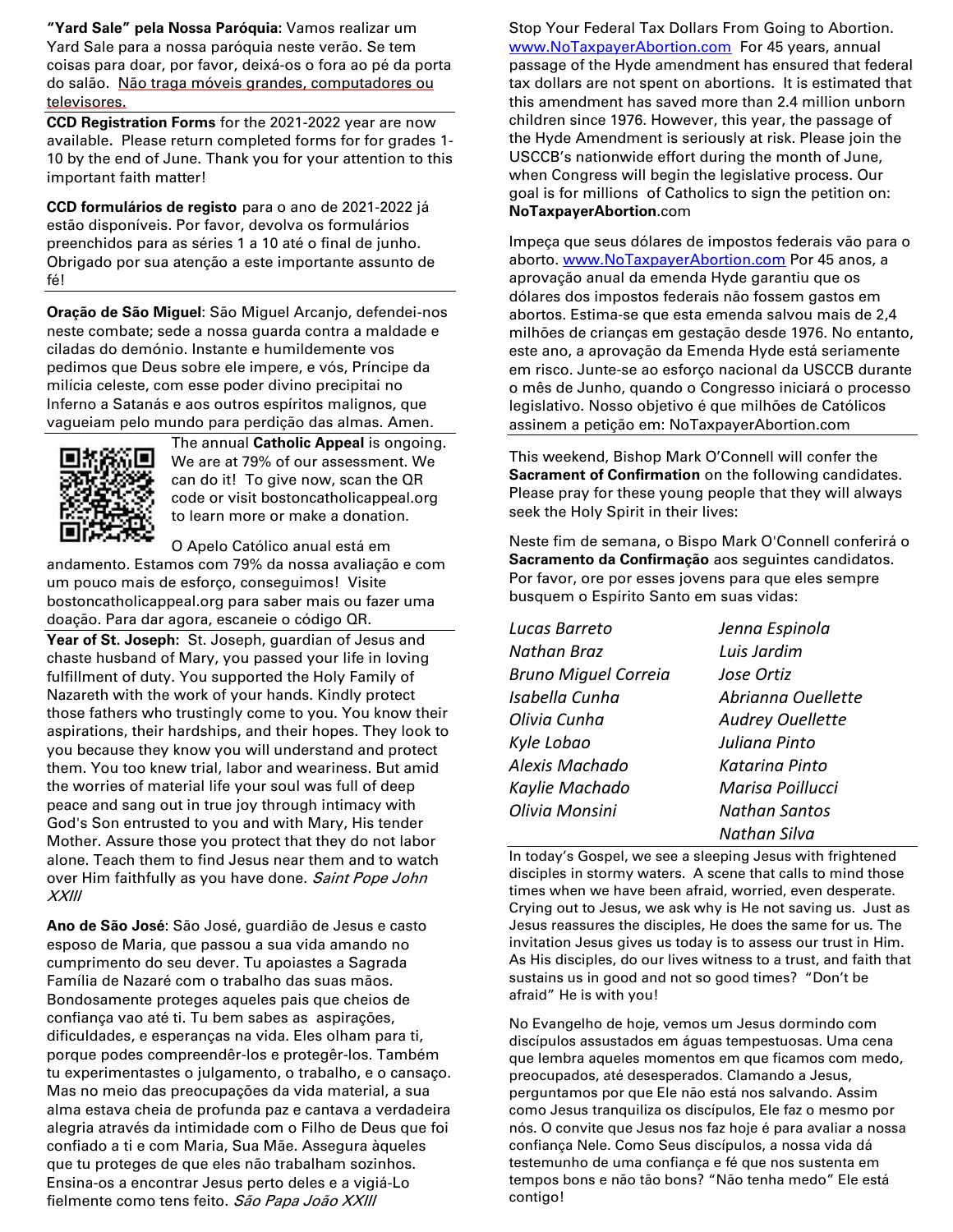**"Yard Sale" pela Nossa Paróquia**: Vamos realizar um Yard Sale para a nossa paróquia neste verão. Se tem coisas para doar, por favor, deixá-os o fora ao pé da porta do salão. Não traga móveis grandes, computadores ou televisores.

**CCD Registration Forms** for the 2021-2022 year are now available. Please return completed forms for for grades 1-10 by the end of June. Thank you for your attention to this important faith matter!

**CCD formulários de registo** para o ano de 2021-2022 já estão disponíveis. Por favor, devolva os formulários preenchidos para as séries 1 a 10 até o final de junho. Obrigado por sua atenção a este importante assunto de fé!

**Oração de São Miguel**: São Miguel Arcanjo, defendei-nos neste combate; sede a nossa guarda contra a maldade e ciladas do demónio. Instante e humildemente vos pedimos que Deus sobre ele impere, e vós, Príncipe da milícia celeste, com esse poder divino precipitai no Inferno a Satanás e aos outros espíritos malignos, que vagueiam pelo mundo para perdição das almas. Amen.

The annual **Catholic Appeal** is ongoing. We are at 79% of our assessment. We can do it! To give now, scan the QR code or visit bostoncatholicappeal.org to learn more or make a donation.

O Apelo Católico anual está em andamento. Estamos com 79% da nossa avaliação e com um pouco mais de esforço, conseguimos! Visite bostoncatholicappeal.org para saber mais ou fazer uma doação. Para dar agora, escaneie o código QR.

**Year of St. Joseph**: St. Joseph, guardian of Jesus and chaste husband of Mary, you passed your life in loving fulfillment of duty. You supported the Holy Family of Nazareth with the work of your hands. Kindly protect those fathers who trustingly come to you. You know their aspirations, their hardships, and their hopes. They look to you because they know you will understand and protect them. You too knew trial, labor and weariness. But amid the worries of material life your soul was full of deep peace and sang out in true joy through intimacy with God's Son entrusted to you and with Mary, His tender Mother. Assure those you protect that they do not labor alone. Teach them to find Jesus near them and to watch over Him faithfully as you have done. *Saint Pope John XXIII*

**Ano de São José**: São José, guardião de Jesus e casto esposo de Maria, que passou a sua vida amando no cumprimento do seu dever. Tu apoiastes a Sagrada Família de Nazaré com o trabalho das suas mãos. Bondosamente proteges aqueles pais que cheios de confiança vao até ti. Tu bem sabes as aspirações, dificuldades, e esperanças na vida. Eles olham para ti, porque podes compreendê-los e protegê-los. Também tu experimentastes o julgamento, o trabalho, e o cansaço. Mas no meio das preocupações da vida material, a sua alma estava cheia de profunda paz e cantava a verdadeira alegria através da intimidade com o Filho de Deus que foi confiado a ti e com Maria, Sua Mãe. Assegura àqueles que tu proteges de que eles não trabalham sozinhos. Ensina-os a encontrar Jesus perto deles e a vigiá-Lo fielmente como tens feito. *São Papa João XXIII*

Stop Your Federal Tax Dollars From Going to Abortion. www.NoTaxpayerAbortion.com For 45 years, annual passage of the Hyde amendment has ensured that federal tax dollars are not spent on abortions. It is estimated that this amendment has saved more than 2.4 million unborn children since 1976. However, this year, the passage of the Hyde Amendment is seriously at risk. Please join the USCCB's nationwide effort during the month of June, when Congress will begin the legislative process. Our goal is for millions of Catholics to sign the petition on: **NoTaxpayerAbortion**.com

Impeça que seus dólares de impostos federais vão para o aborto. www.NoTaxpayerAbortion.com Por 45 anos, a aprovação anual da emenda Hyde garantiu que os dólares dos impostos federais não fossem gastos em abortos. Estima-se que esta emenda salvou mais de 2,4 milhões de crianças em gestação desde 1976. No entanto, este ano, a aprovação da Emenda Hyde está seriamente em risco. Junte-se ao esforço nacional da USCCB durante o mês de Junho, quando o Congresso iniciará o processo legislativo. Nosso objetivo é que milhões de Católicos assinem a petição em: NoTaxpayerAbortion.com

This weekend, Bishop Mark O'Connell will confer the **Sacrament of Confirmation** on the following candidates. Please pray for these young people that they will always seek the Holy Spirit in their lives:

Neste fim de semana, o Bispo Mark O'Connell conferirá o **Sacramento da Confirmação** aos seguintes candidatos. Por favor, ore por esses jovens para que eles sempre busquem o Espírito Santo em suas vidas:

| | |
|---|---|
| *Lucas Barreto* | *Jenna Espinola* |
| *Nathan Braz* | *Luis Jardim* |
| *Bruno Miguel Correia* | *Jose Ortiz* |
| *Isabella Cunha* | *Abrianna Ouellette* |
| *Olivia Cunha* | *Audrey Ouellette* |
| *Kyle Lobao* | *Juliana Pinto* |
| *Alexis Machado* | *Katarina Pinto* |
| *Kaylie Machado* | *Marisa Poillucci* |
| *Olivia Monsini* | *Nathan Santos* |
| | *Nathan Silva* |

In today's Gospel, we see a sleeping Jesus with frightened disciples in stormy waters. A scene that calls to mind those times when we have been afraid, worried, even desperate. Crying out to Jesus, we ask why is He not saving us. Just as Jesus reassures the disciples, He does the same for us. The invitation Jesus gives us today is to assess our trust in Him. As His disciples, do our lives witness to a trust, and faith that sustains us in good and not so good times? "Don't be afraid" He is with you!

No Evangelho de hoje, vemos um Jesus dormindo com discípulos assustados em águas tempestuosas. Uma cena que lembra aqueles momentos em que ficamos com medo, preocupados, até desesperados. Clamando a Jesus, perguntamos por que Ele não está nos salvando. Assim como Jesus tranquiliza os discípulos, Ele faz o mesmo por nós. O convite que Jesus nos faz hoje é para avaliar a nossa confiança Nele. Como Seus discípulos, a nossa vida dá testemunho de uma confiança e fé que nos sustenta em tempos bons e não tão bons? "Não tenha medo" Ele está contigo!